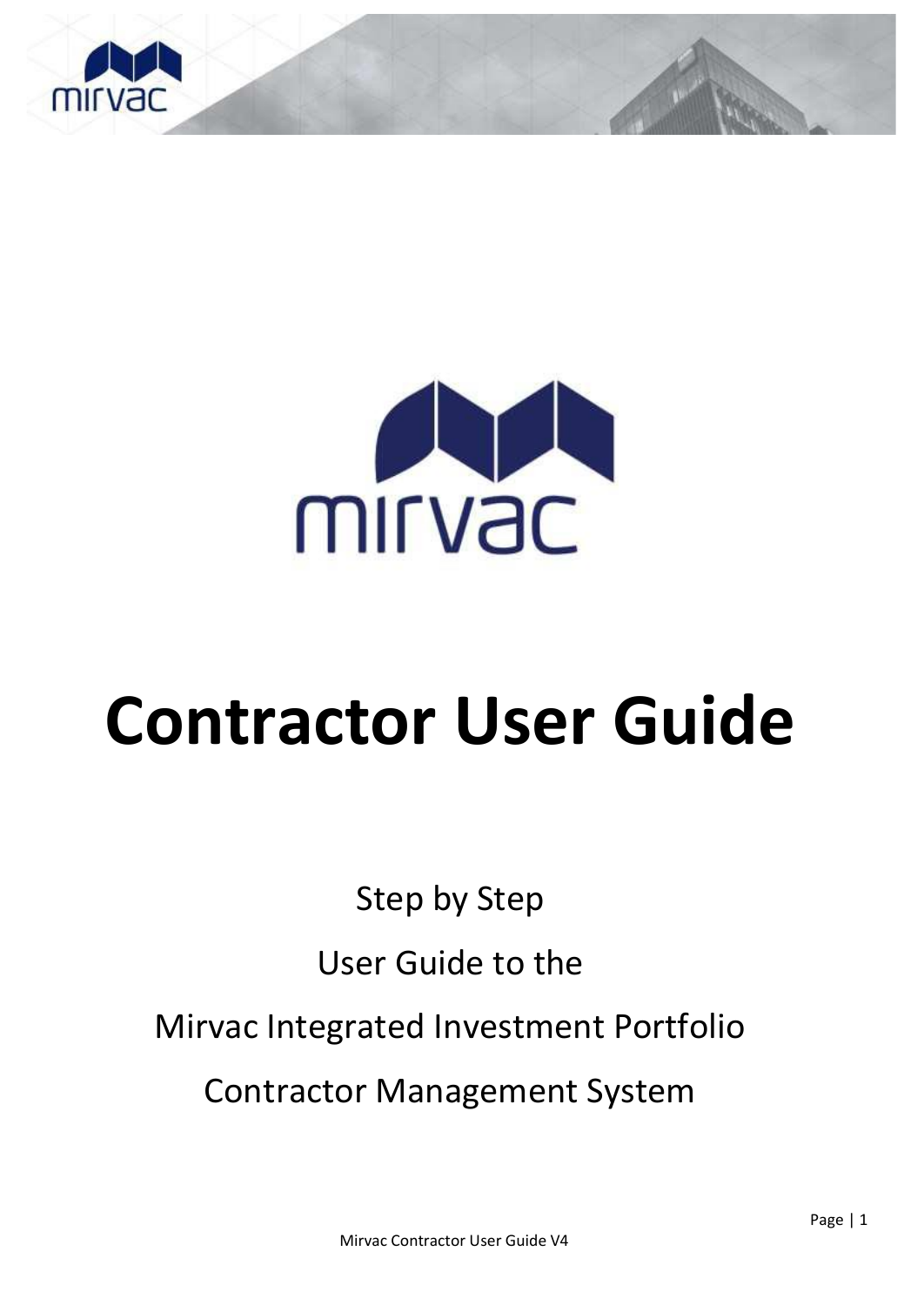# Contractor User Guide

Step by Step

User Guide to the

Mirvac Integrated Investment Portfolio

Contractor Management System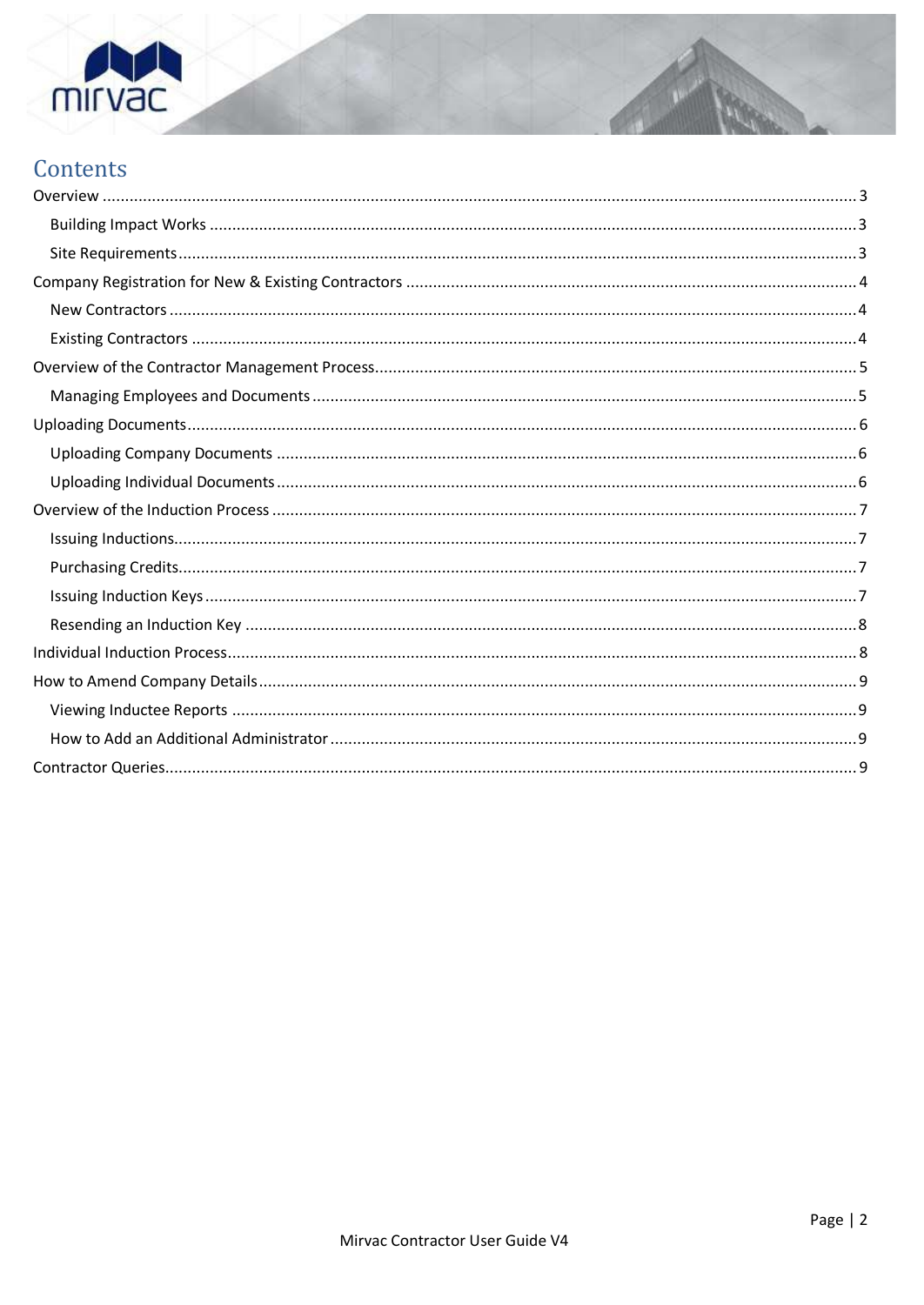# Contents

- Overview ..... 3
  - Building Impact Works ..... 3
  - Site Requirements ..... 3
- Company Registration for New & Existing Contractors ..... 4
  - New Contractors ..... 4
  - Existing Contractors ..... 4
- Overview of the Contractor Management Process ..... 5
  - Managing Employees and Documents ..... 5
- Uploading Documents ..... 6
  - Uploading Company Documents ..... 6
  - Uploading Individual Documents ..... 6
- Overview of the Induction Process ..... 7
  - Issuing Inductions ..... 7
  - Purchasing Credits ..... 7
  - Issuing Induction Keys ..... 7
  - Resending an Induction Key ..... 8
- Individual Induction Process ..... 8
- How to Amend Company Details ..... 9
  - Viewing Inductee Reports ..... 9
  - How to Add an Additional Administrator ..... 9
- Contractor Queries ..... 9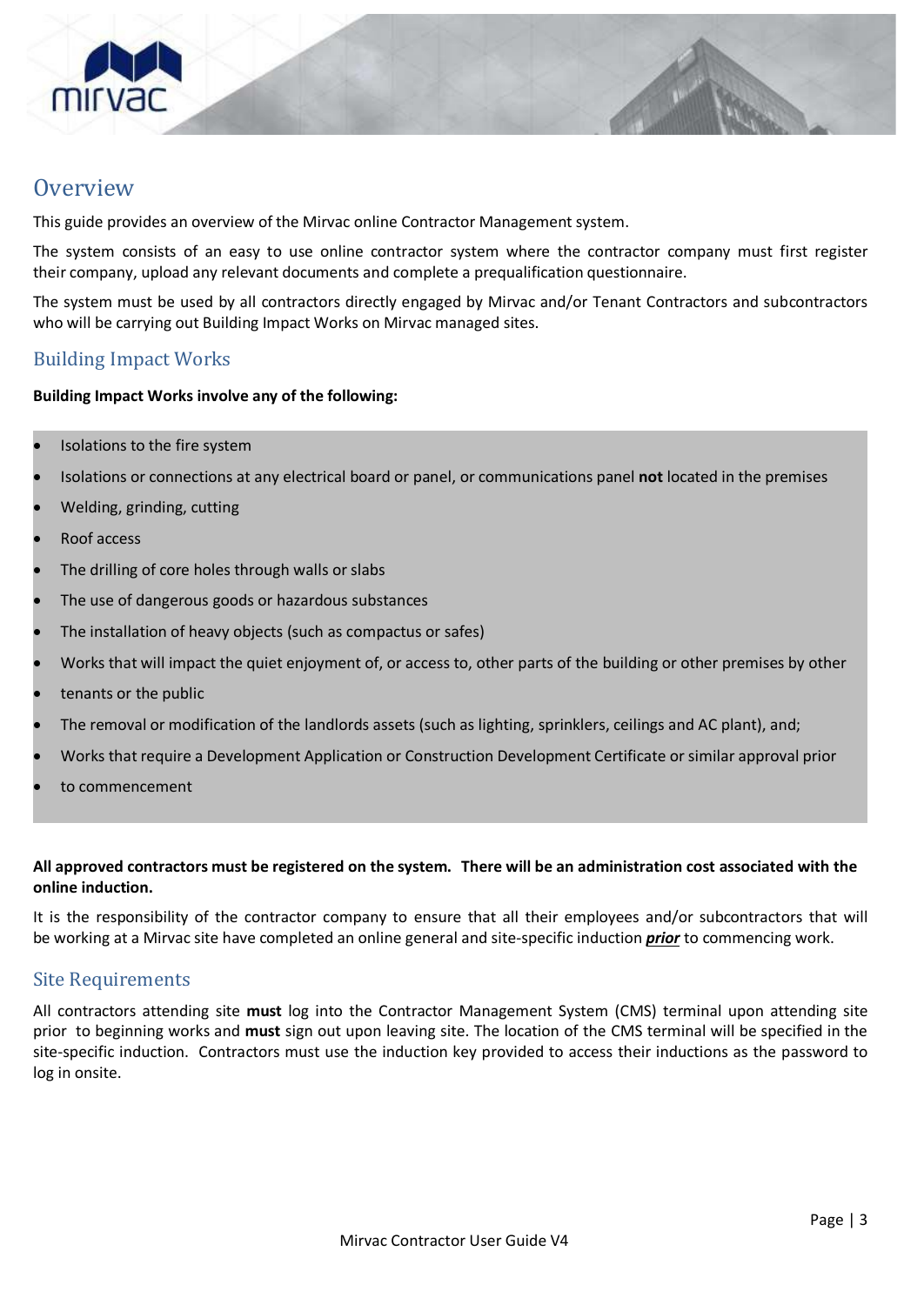## Overview

This guide provides an overview of the Mirvac online Contractor Management system.

The system consists of an easy to use online contractor system where the contractor company must first register their company, upload any relevant documents and complete a prequalification questionnaire.

The system must be used by all contractors directly engaged by Mirvac and/or Tenant Contractors and subcontractors who will be carrying out Building Impact Works on Mirvac managed sites.

## Building Impact Works

**Building Impact Works involve any of the following:**

- Isolations to the fire system
- Isolations or connections at any electrical board or panel, or communications panel **not** located in the premises
- Welding, grinding, cutting
- Roof access
- The drilling of core holes through walls or slabs
- The use of dangerous goods or hazardous substances
- The installation of heavy objects (such as compactus or safes)
- Works that will impact the quiet enjoyment of, or access to, other parts of the building or other premises by other
- tenants or the public
- The removal or modification of the landlords assets (such as lighting, sprinklers, ceilings and AC plant), and;
- Works that require a Development Application or Construction Development Certificate or similar approval prior
- to commencement

**All approved contractors must be registered on the system. There will be an administration cost associated with the online induction.**

It is the responsibility of the contractor company to ensure that all their employees and/or subcontractors that will be working at a Mirvac site have completed an online general and site-specific induction ***prior*** to commencing work.

## Site Requirements

All contractors attending site **must** log into the Contractor Management System (CMS) terminal upon attending site prior to beginning works and **must** sign out upon leaving site. The location of the CMS terminal will be specified in the site-specific induction. Contractors must use the induction key provided to access their inductions as the password to log in onsite.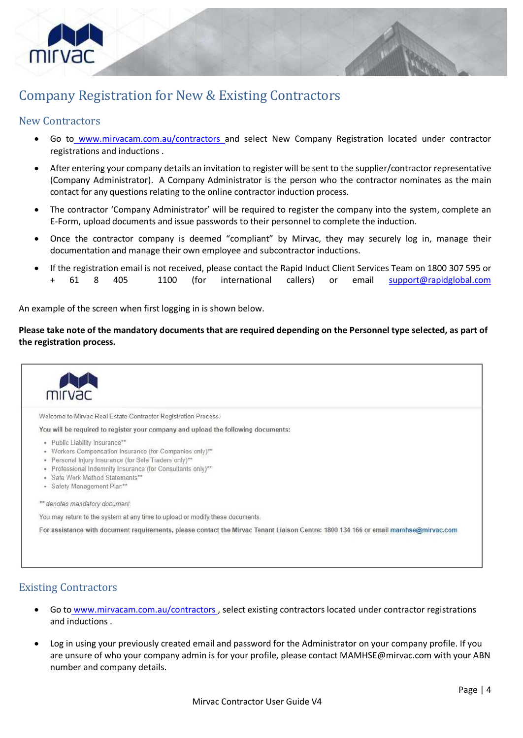# Company Registration for New & Existing Contractors

## New Contractors

- Go to www.mirvacam.com.au/contractors and select New Company Registration located under contractor registrations and inductions .
- After entering your company details an invitation to register will be sent to the supplier/contractor representative (Company Administrator). A Company Administrator is the person who the contractor nominates as the main contact for any questions relating to the online contractor induction process.
- The contractor 'Company Administrator' will be required to register the company into the system, complete an E-Form, upload documents and issue passwords to their personnel to complete the induction.
- Once the contractor company is deemed "compliant" by Mirvac, they may securely log in, manage their documentation and manage their own employee and subcontractor inductions.
- If the registration email is not received, please contact the Rapid Induct Client Services Team on 1800 307 595 or + 61 8 405 1100 (for international callers) or email support@rapidglobal.com

An example of the screen when first logging in is shown below.

**Please take note of the mandatory documents that are required depending on the Personnel type selected, as part of the registration process.**

Welcome to Mirvac Real Estate Contractor Registration Process.

You will be required to register your company and upload the following documents:

- Public Liability Insurance**
- Workers Compensation Insurance (for Companies only)**
- Personal Injury Insurance (for Sole Traders only)**
- Professional Indemnity Insurance (for Consultants only)**
- Safe Work Method Statements**
- Safety Management Plan**

*** denotes mandatory document*

You may return to the system at any time to upload or modify these documents.

For assistance with document requirements, please contact the Mirvac Tenant Liaison Centre: 1800 134 166 or email mamhse@mirvac.com

## Existing Contractors

- Go to www.mirvacam.com.au/contractors , select existing contractors located under contractor registrations and inductions .
- Log in using your previously created email and password for the Administrator on your company profile. If you are unsure of who your company admin is for your profile, please contact MAMHSE@mirvac.com with your ABN number and company details.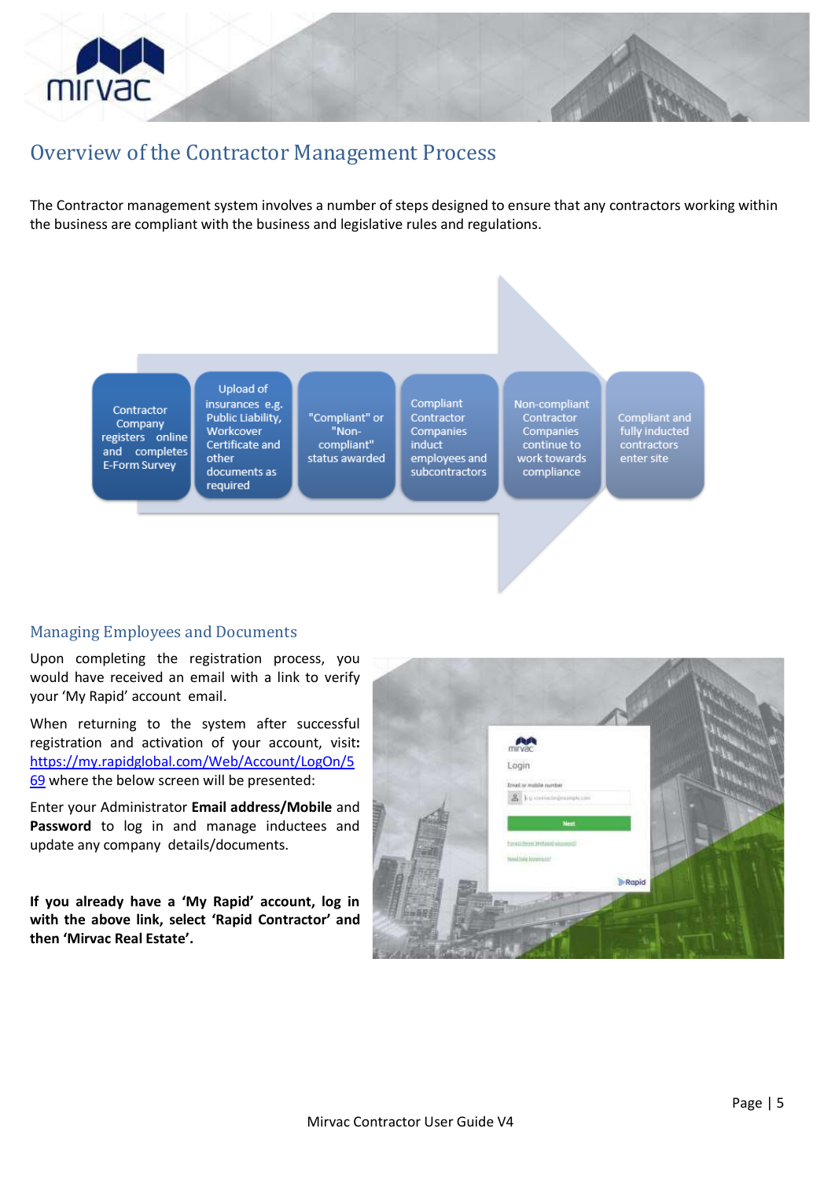## Overview of the Contractor Management Process

The Contractor management system involves a number of steps designed to ensure that any contractors working within the business are compliant with the business and legislative rules and regulations.

1. Contractor Company registers online and completes E-Form Survey
2. Upload of insurances e.g. Public Liability, Workcover Certificate and other documents as required
3. "Compliant" or "Non-compliant" status awarded
4. Compliant Contractor Companies induct employees and subcontractors
5. Non-compliant Contractor Companies continue to work towards compliance
6. Compliant and fully inducted contractors enter site

### Managing Employees and Documents

Upon completing the registration process, you would have received an email with a link to verify your 'My Rapid' account email.

When returning to the system after successful registration and activation of your account, visit**:** [https://my.rapidglobal.com/Web/Account/LogOn/569](https://my.rapidglobal.com/Web/Account/LogOn/569) where the below screen will be presented:

Enter your Administrator **Email address/Mobile** and **Password** to log in and manage inductees and update any company details/documents.

**If you already have a 'My Rapid' account, log in with the above link, select 'Rapid Contractor' and then 'Mirvac Real Estate'.**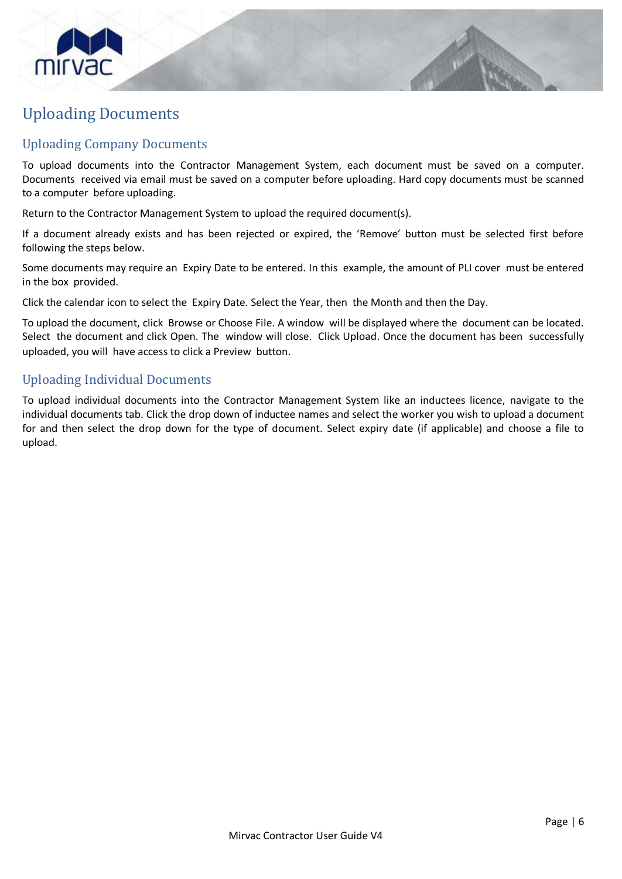# Uploading Documents

## Uploading Company Documents

To upload documents into the Contractor Management System, each document must be saved on a computer. Documents received via email must be saved on a computer before uploading. Hard copy documents must be scanned to a computer before uploading.

Return to the Contractor Management System to upload the required document(s).

If a document already exists and has been rejected or expired, the 'Remove' button must be selected first before following the steps below.

Some documents may require an Expiry Date to be entered. In this example, the amount of PLI cover must be entered in the box provided.

Click the calendar icon to select the Expiry Date. Select the Year, then the Month and then the Day.

To upload the document, click Browse or Choose File. A window will be displayed where the document can be located. Select the document and click Open. The window will close. Click Upload. Once the document has been successfully uploaded, you will have access to click a Preview button.

## Uploading Individual Documents

To upload individual documents into the Contractor Management System like an inductees licence, navigate to the individual documents tab. Click the drop down of inductee names and select the worker you wish to upload a document for and then select the drop down for the type of document. Select expiry date (if applicable) and choose a file to upload.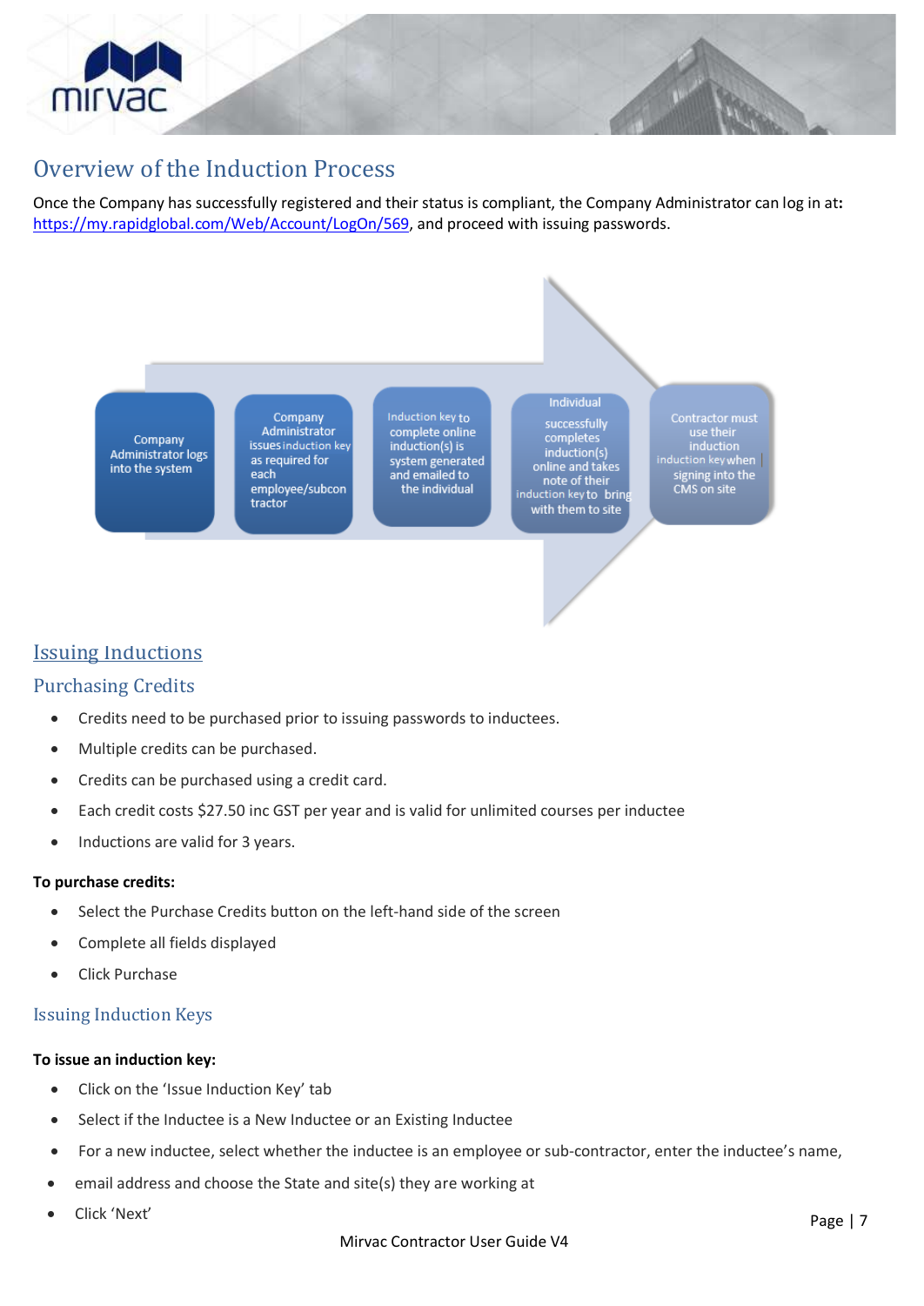# Overview of the Induction Process

Once the Company has successfully registered and their status is compliant, the Company Administrator can log in at**:** https://my.rapidglobal.com/Web/Account/LogOn/569, and proceed with issuing passwords.

Company Administrator logs into the system → Company Administrator issues induction key as required for each employee/subcontractor → Induction key to complete online induction(s) is system generated and emailed to the individual → Individual successfully completes induction(s) online and takes note of their induction key to bring with them to site → Contractor must use their induction induction key when signing into the CMS on site

## Issuing Inductions

### Purchasing Credits

- Credits need to be purchased prior to issuing passwords to inductees.
- Multiple credits can be purchased.
- Credits can be purchased using a credit card.
- Each credit costs $27.50 inc GST per year and is valid for unlimited courses per inductee
- Inductions are valid for 3 years.

**To purchase credits:**

- Select the Purchase Credits button on the left-hand side of the screen
- Complete all fields displayed
- Click Purchase

### Issuing Induction Keys

**To issue an induction key:**

- Click on the 'Issue Induction Key' tab
- Select if the Inductee is a New Inductee or an Existing Inductee
- For a new inductee, select whether the inductee is an employee or sub-contractor, enter the inductee's name,
- email address and choose the State and site(s) they are working at
- Click 'Next'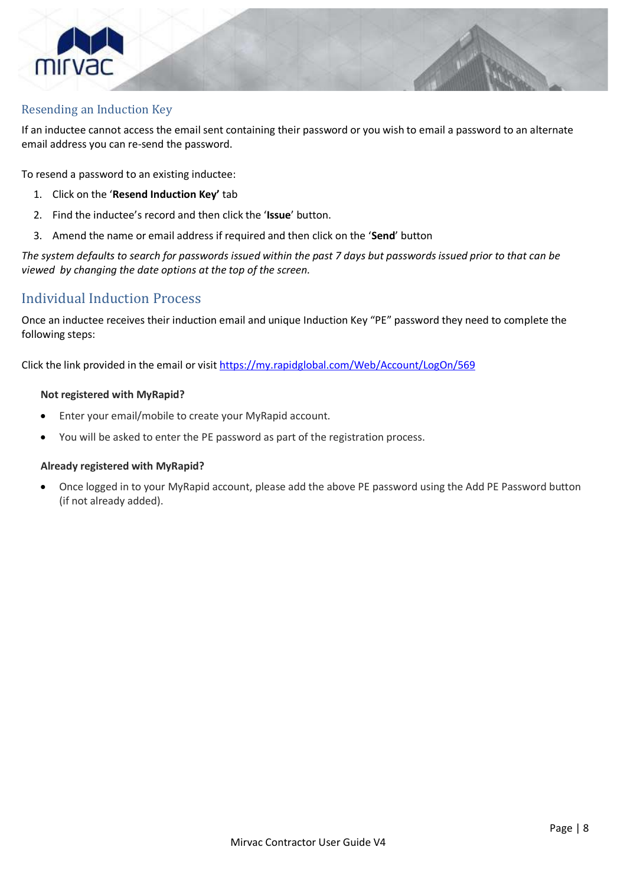## Resending an Induction Key

If an inductee cannot access the email sent containing their password or you wish to email a password to an alternate email address you can re-send the password.

To resend a password to an existing inductee:

1. Click on the '**Resend Induction Key'** tab
2. Find the inductee's record and then click the '**Issue**' button.
3. Amend the name or email address if required and then click on the '**Send**' button

*The system defaults to search for passwords issued within the past 7 days but passwords issued prior to that can be viewed by changing the date options at the top of the screen.*

## Individual Induction Process

Once an inductee receives their induction email and unique Induction Key "PE" password they need to complete the following steps:

Click the link provided in the email or visit https://my.rapidglobal.com/Web/Account/LogOn/569

**Not registered with MyRapid?**

- Enter your email/mobile to create your MyRapid account.
- You will be asked to enter the PE password as part of the registration process.

**Already registered with MyRapid?**

- Once logged in to your MyRapid account, please add the above PE password using the Add PE Password button (if not already added).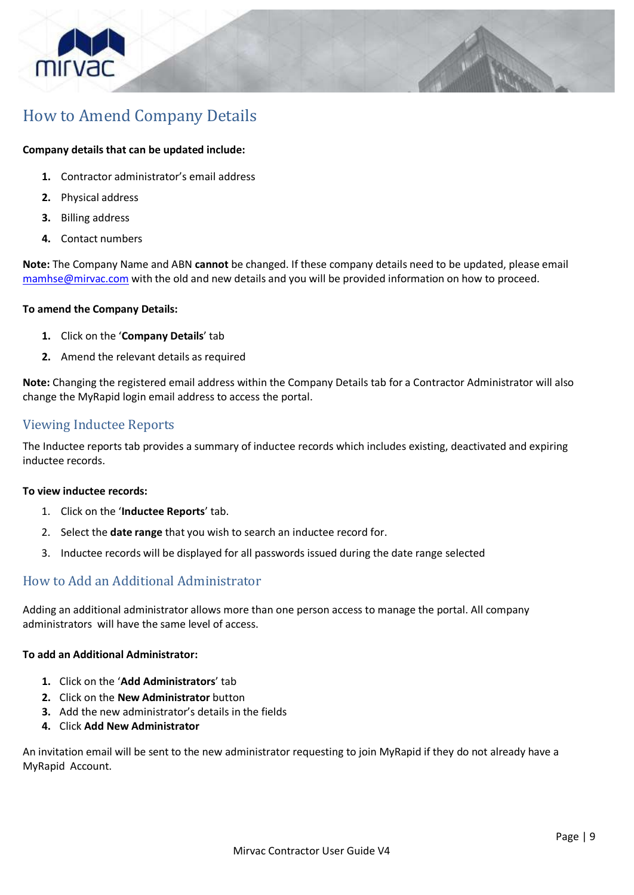## How to Amend Company Details

**Company details that can be updated include:**

1. Contractor administrator's email address
2. Physical address
3. Billing address
4. Contact numbers

**Note:** The Company Name and ABN **cannot** be changed. If these company details need to be updated, please email mamhse@mirvac.com with the old and new details and you will be provided information on how to proceed.

**To amend the Company Details:**

1. Click on the '**Company Details**' tab
2. Amend the relevant details as required

**Note:** Changing the registered email address within the Company Details tab for a Contractor Administrator will also change the MyRapid login email address to access the portal.

## Viewing Inductee Reports

The Inductee reports tab provides a summary of inductee records which includes existing, deactivated and expiring inductee records.

**To view inductee records:**

1. Click on the '**Inductee Reports**' tab.
2. Select the **date range** that you wish to search an inductee record for.
3. Inductee records will be displayed for all passwords issued during the date range selected

## How to Add an Additional Administrator

Adding an additional administrator allows more than one person access to manage the portal. All company administrators will have the same level of access.

**To add an Additional Administrator:**

1. Click on the '**Add Administrators**' tab
2. Click on the **New Administrator** button
3. Add the new administrator's details in the fields
4. Click **Add New Administrator**

An invitation email will be sent to the new administrator requesting to join MyRapid if they do not already have a MyRapid Account.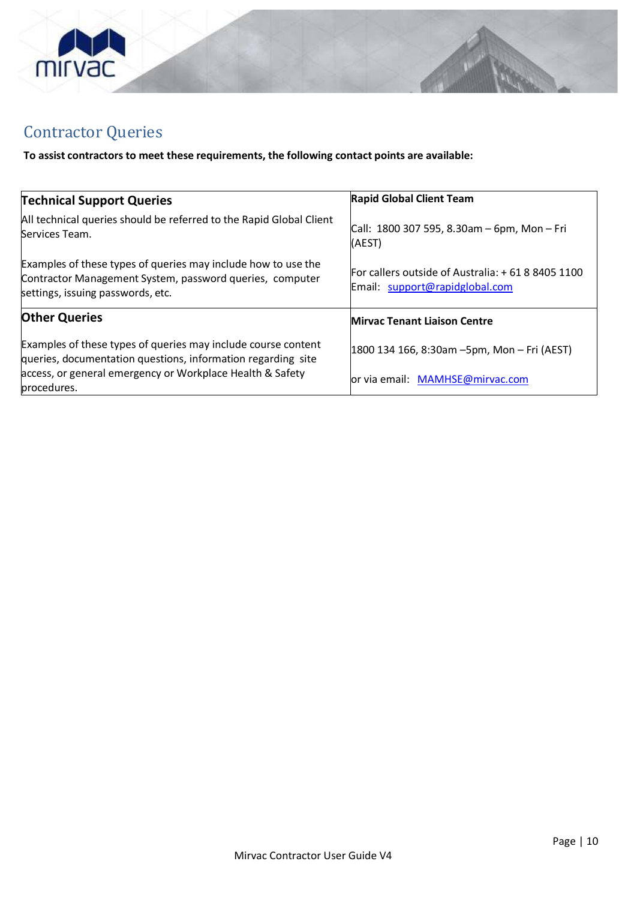## Contractor Queries

**To assist contractors to meet these requirements, the following contact points are available:**

| **Technical Support Queries** | **Rapid Global Client Team** |
|---|---|
| All technical queries should be referred to the Rapid Global Client Services Team.<br><br>Examples of these types of queries may include how to use the Contractor Management System, password queries, computer settings, issuing passwords, etc. | Call: 1800 307 595, 8.30am – 6pm, Mon – Fri (AEST)<br><br>For callers outside of Australia: + 61 8 8405 1100<br>Email: support@rapidglobal.com |
| **Other Queries** | **Mirvac Tenant Liaison Centre** |
| Examples of these types of queries may include course content queries, documentation questions, information regarding site access, or general emergency or Workplace Health & Safety procedures. | 1800 134 166, 8:30am –5pm, Mon – Fri (AEST)<br><br>or via email: MAMHSE@mirvac.com |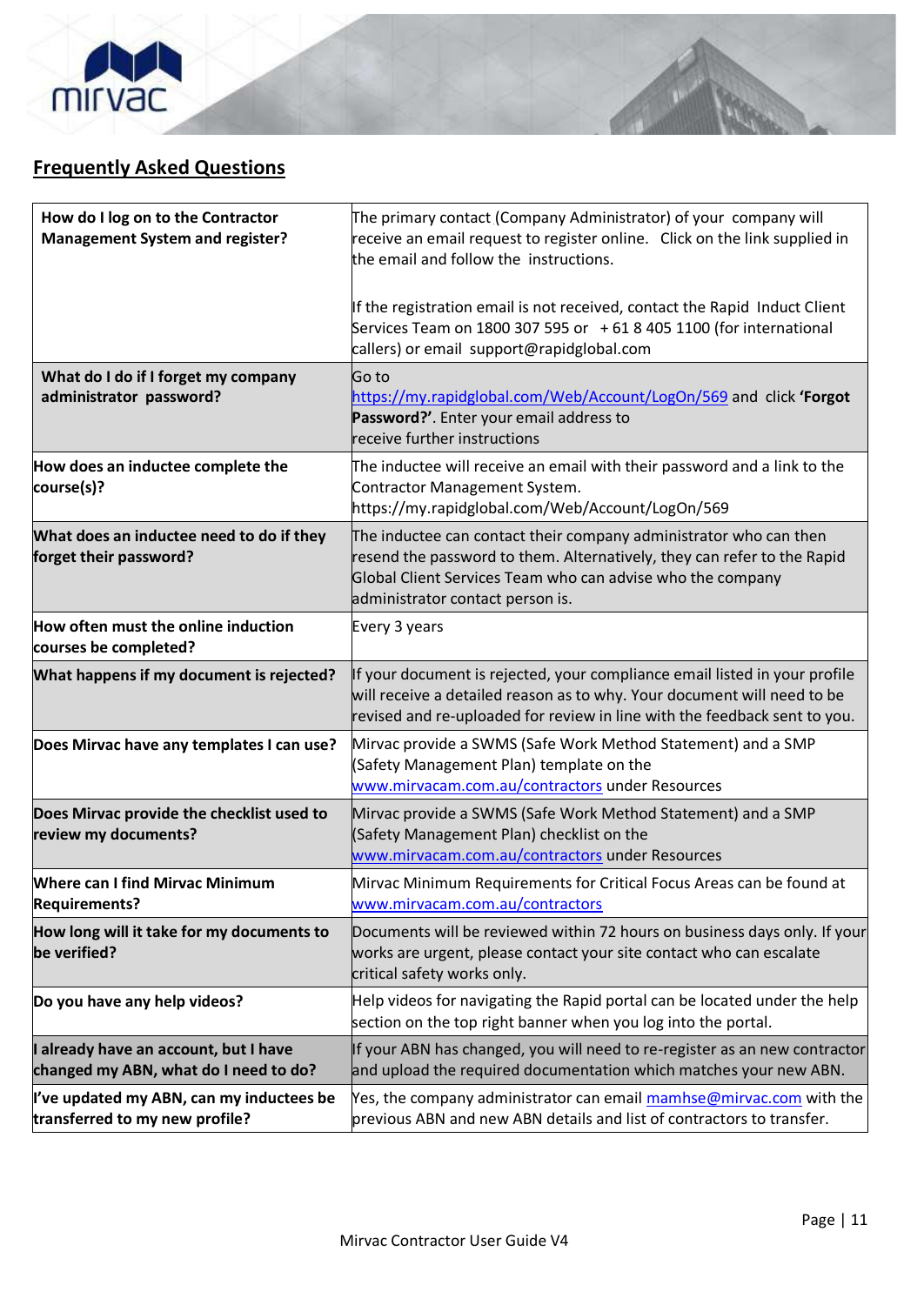## Frequently Asked Questions

| | |
|---|---|
| **How do I log on to the Contractor Management System and register?** | The primary contact (Company Administrator) of your company will receive an email request to register online. Click on the link supplied in the email and follow the instructions.<br><br>If the registration email is not received, contact the Rapid Induct Client Services Team on 1800 307 595 or + 61 8 405 1100 (for international callers) or email support@rapidglobal.com |
| **What do I do if I forget my company administrator password?** | Go to https://my.rapidglobal.com/Web/Account/LogOn/569 and click **'Forgot Password?'**. Enter your email address to receive further instructions |
| **How does an inductee complete the course(s)?** | The inductee will receive an email with their password and a link to the Contractor Management System. https://my.rapidglobal.com/Web/Account/LogOn/569 |
| **What does an inductee need to do if they forget their password?** | The inductee can contact their company administrator who can then resend the password to them. Alternatively, they can refer to the Rapid Global Client Services Team who can advise who the company administrator contact person is. |
| **How often must the online induction courses be completed?** | Every 3 years |
| **What happens if my document is rejected?** | If your document is rejected, your compliance email listed in your profile will receive a detailed reason as to why. Your document will need to be revised and re-uploaded for review in line with the feedback sent to you. |
| **Does Mirvac have any templates I can use?** | Mirvac provide a SWMS (Safe Work Method Statement) and a SMP (Safety Management Plan) template on the www.mirvacam.com.au/contractors under Resources |
| **Does Mirvac provide the checklist used to review my documents?** | Mirvac provide a SWMS (Safe Work Method Statement) and a SMP (Safety Management Plan) checklist on the www.mirvacam.com.au/contractors under Resources |
| **Where can I find Mirvac Minimum Requirements?** | Mirvac Minimum Requirements for Critical Focus Areas can be found at www.mirvacam.com.au/contractors |
| **How long will it take for my documents to be verified?** | Documents will be reviewed within 72 hours on business days only. If your works are urgent, please contact your site contact who can escalate critical safety works only. |
| **Do you have any help videos?** | Help videos for navigating the Rapid portal can be located under the help section on the top right banner when you log into the portal. |
| **I already have an account, but I have changed my ABN, what do I need to do?** | If your ABN has changed, you will need to re-register as an new contractor and upload the required documentation which matches your new ABN. |
| **I've updated my ABN, can my inductees be transferred to my new profile?** | Yes, the company administrator can email mamhse@mirvac.com with the previous ABN and new ABN details and list of contractors to transfer. |